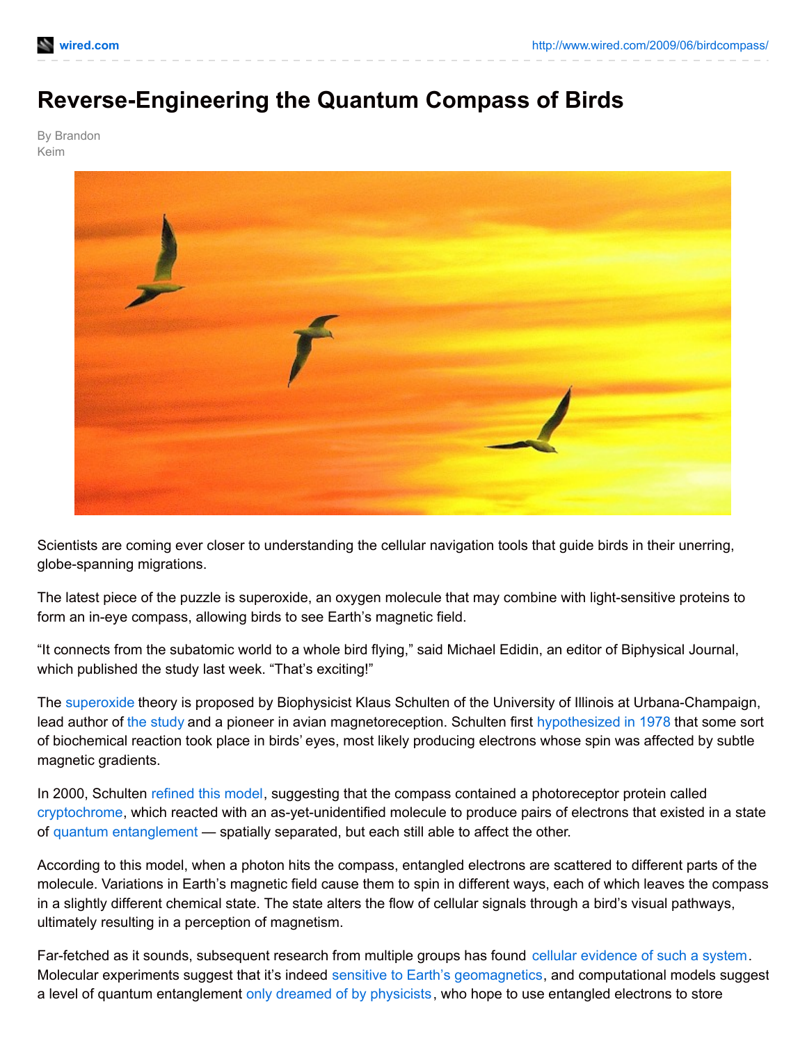# Reverse-Engineering the Quantum Compass of Birds

By Brandon Keim

Scientists are coming ever closer to understanding the cellular navigation tools that guide birds in their unerring, globe-spanning migrations.

The latest piece of the puzzle is superoxide, an oxygen molecule that may combine with light-sensitive proteins to form an in-eye compass, allowing birds to see Earth's magnetic field.

"It connects from the subatomic world to a whole bird flying," said Michael Edidin, an editor of Biphysical Journal, which published the study last week. "That's exciting!"

The superoxide theory is proposed by Biophysicist Klaus Schulten of the University of Illinois at Urbana-Champaign, lead author of the study and a pioneer in avian magnetoreception. Schulten first hypothesized in 1978 that some sort of biochemical reaction took place in birds' eyes, most likely producing electrons whose spin was affected by subtle magnetic gradients.

In 2000, Schulten refined this model, suggesting that the compass contained a photoreceptor protein called cryptochrome, which reacted with an as-yet-unidentified molecule to produce pairs of electrons that existed in a state of quantum entanglement — spatially separated, but each still able to affect the other.

According to this model, when a photon hits the compass, entangled electrons are scattered to different parts of the molecule. Variations in Earth's magnetic field cause them to spin in different ways, each of which leaves the compass in a slightly different chemical state. The state alters the flow of cellular signals through a bird's visual pathways, ultimately resulting in a perception of magnetism.

Far-fetched as it sounds, subsequent research from multiple groups has found cellular evidence of such a system. Molecular experiments suggest that it's indeed sensitive to Earth's geomagnetics, and computational models suggest a level of quantum entanglement only dreamed of by physicists, who hope to use entangled electrons to store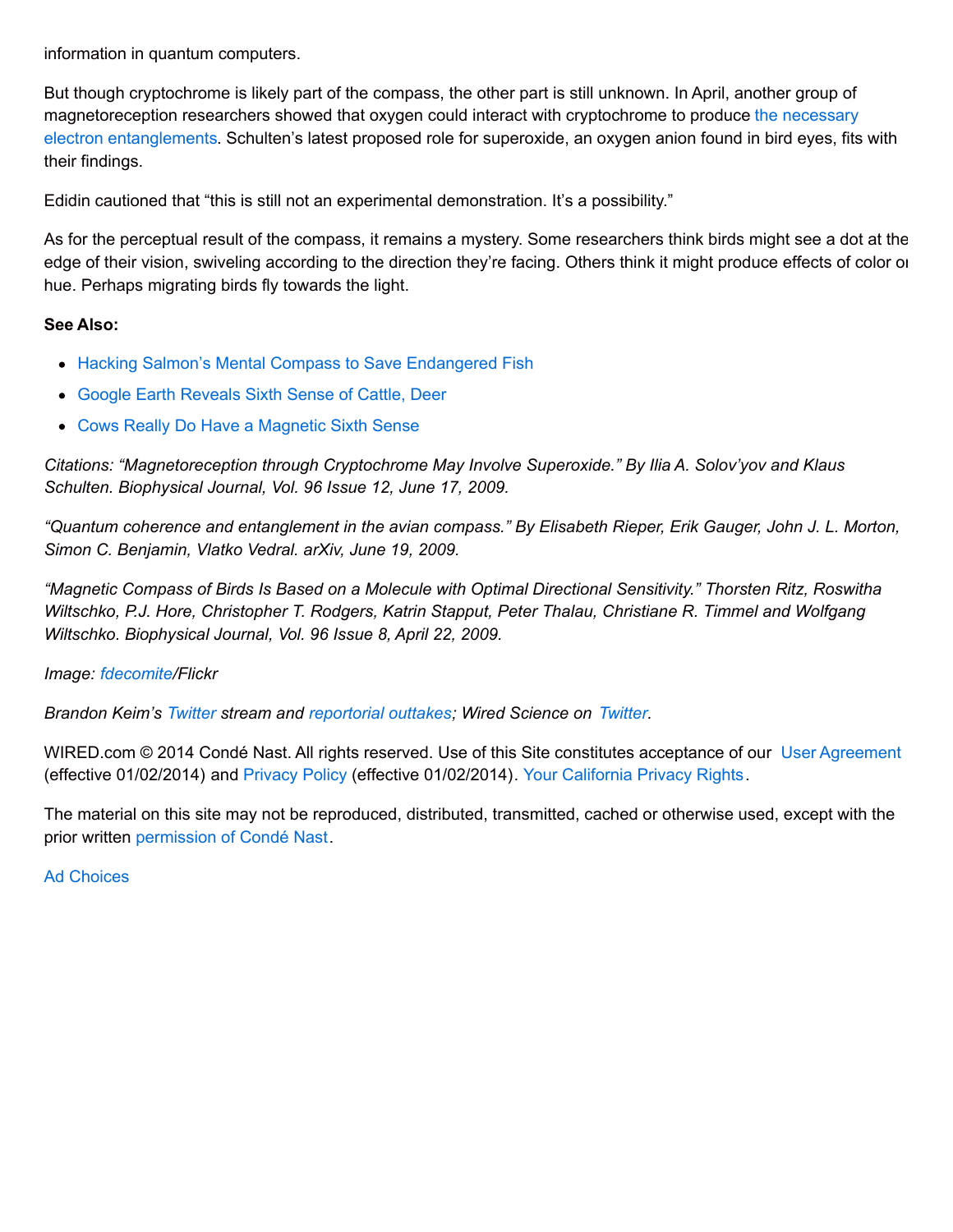information in quantum computers.

But though cryptochrome is likely part of the compass, the other part is still unknown. In April, another group of magnetoreception researchers showed that oxygen could interact with cryptochrome to produce the necessary electron entanglements. Schulten's latest proposed role for superoxide, an oxygen anion found in bird eyes, fits with their findings.

Edidin cautioned that "this is still not an experimental demonstration. It's a possibility."

As for the perceptual result of the compass, it remains a mystery. Some researchers think birds might see a dot at the edge of their vision, swiveling according to the direction they're facing. Others think it might produce effects of color or hue. Perhaps migrating birds fly towards the light.

**See Also:**

- Hacking Salmon's Mental Compass to Save Endangered Fish
- Google Earth Reveals Sixth Sense of Cattle, Deer
- Cows Really Do Have a Magnetic Sixth Sense

*Citations: "Magnetoreception through Cryptochrome May Involve Superoxide." By Ilia A. Solov'yov and Klaus Schulten. Biophysical Journal, Vol. 96 Issue 12, June 17, 2009.*

*"Quantum coherence and entanglement in the avian compass." By Elisabeth Rieper, Erik Gauger, John J. L. Morton, Simon C. Benjamin, Vlatko Vedral. arXiv, June 19, 2009.*

*"Magnetic Compass of Birds Is Based on a Molecule with Optimal Directional Sensitivity." Thorsten Ritz, Roswitha Wiltschko, P.J. Hore, Christopher T. Rodgers, Katrin Stapput, Peter Thalau, Christiane R. Timmel and Wolfgang Wiltschko. Biophysical Journal, Vol. 96 Issue 8, April 22, 2009.*

*Image: fdecomite/Flickr*

*Brandon Keim's Twitter stream and reportorial outtakes; Wired Science on Twitter.*

WIRED.com © 2014 Condé Nast. All rights reserved. Use of this Site constitutes acceptance of our User Agreement (effective 01/02/2014) and Privacy Policy (effective 01/02/2014). Your California Privacy Rights.

The material on this site may not be reproduced, distributed, transmitted, cached or otherwise used, except with the prior written permission of Condé Nast.

Ad Choices